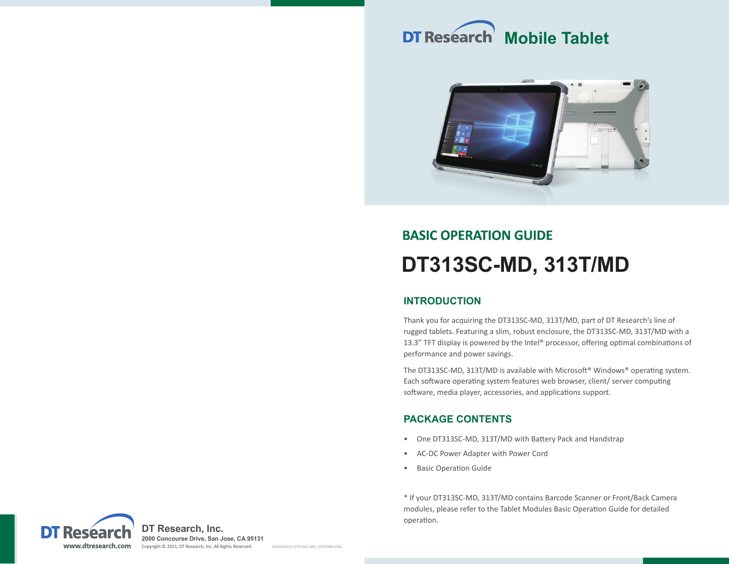# DT Research Mobile Tablet

## BASIC OPERATION GUIDE

# DT313SC-MD, 313T/MD

## INTRODUCTION

Thank you for acquiring the DT313SC-MD, 313T/MD, part of DT Research's line of rugged tablets. Featuring a slim, robust enclosure, the DT313SC-MD, 313T/MD with a 13.3" TFT display is powered by the Intel® processor, offering optimal combinations of performance and power savings.

The DT313SC-MD, 313T/MD is available with Microsoft® Windows® operating system. Each software operating system features web browser, client/ server computing software, media player, accessories, and applications support.

## PACKAGE CONTENTS

- One DT313SC-MD, 313T/MD with Battery Pack and Handstrap
- AC-DC Power Adapter with Power Cord
- Basic Operation Guide

* If your DT313SC-MD, 313T/MD contains Barcode Scanner or Front/Back Camera modules, please refer to the Tablet Modules Basic Operation Guide for detailed operation.

DT Research
www.dtresearch.com

**DT Research, Inc.**
**2000 Concourse Drive, San Jose, CA 95131**
Copyright © 2021, DT Research, Inc. All Rights Reserved.

BOG042221 DT313SC-MD, 313T/MD ENG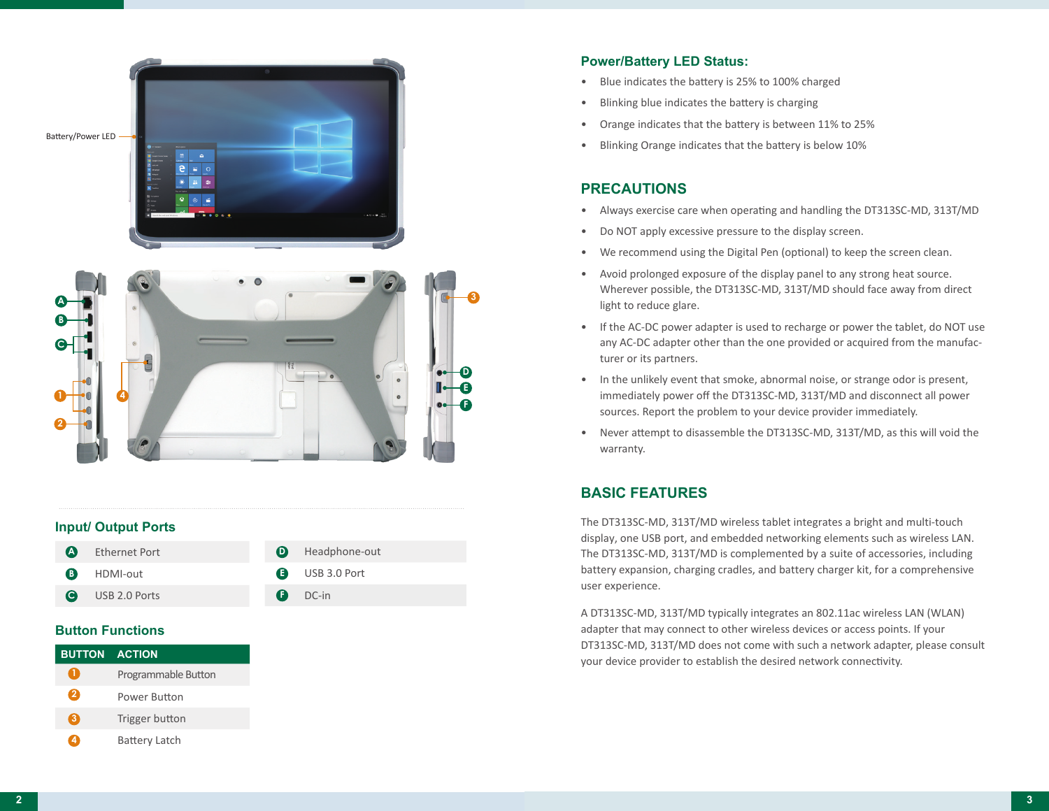Battery/Power LED

## Input/ Output Ports

| | | | |
|---|---|---|---|
| A | Ethernet Port | D | Headphone-out |
| B | HDMI-out | E | USB 3.0 Port |
| C | USB 2.0 Ports | F | DC-in |

## Button Functions

| BUTTON | ACTION |
|---|---|
| 1 | Programmable Button |
| 2 | Power Button |
| 3 | Trigger button |
| 4 | Battery Latch |

## Power/Battery LED Status:

- Blue indicates the battery is 25% to 100% charged
- Blinking blue indicates the battery is charging
- Orange indicates that the battery is between 11% to 25%
- Blinking Orange indicates that the battery is below 10%

## PRECAUTIONS

- Always exercise care when operating and handling the DT313SC-MD, 313T/MD
- Do NOT apply excessive pressure to the display screen.
- We recommend using the Digital Pen (optional) to keep the screen clean.
- Avoid prolonged exposure of the display panel to any strong heat source. Wherever possible, the DT313SC-MD, 313T/MD should face away from direct light to reduce glare.
- If the AC-DC power adapter is used to recharge or power the tablet, do NOT use any AC-DC adapter other than the one provided or acquired from the manufacturer or its partners.
- In the unlikely event that smoke, abnormal noise, or strange odor is present, immediately power off the DT313SC-MD, 313T/MD and disconnect all power sources. Report the problem to your device provider immediately.
- Never attempt to disassemble the DT313SC-MD, 313T/MD, as this will void the warranty.

## BASIC FEATURES

The DT313SC-MD, 313T/MD wireless tablet integrates a bright and multi-touch display, one USB port, and embedded networking elements such as wireless LAN. The DT313SC-MD, 313T/MD is complemented by a suite of accessories, including battery expansion, charging cradles, and battery charger kit, for a comprehensive user experience.

A DT313SC-MD, 313T/MD typically integrates an 802.11ac wireless LAN (WLAN) adapter that may connect to other wireless devices or access points. If your DT313SC-MD, 313T/MD does not come with such a network adapter, please consult your device provider to establish the desired network connectivity.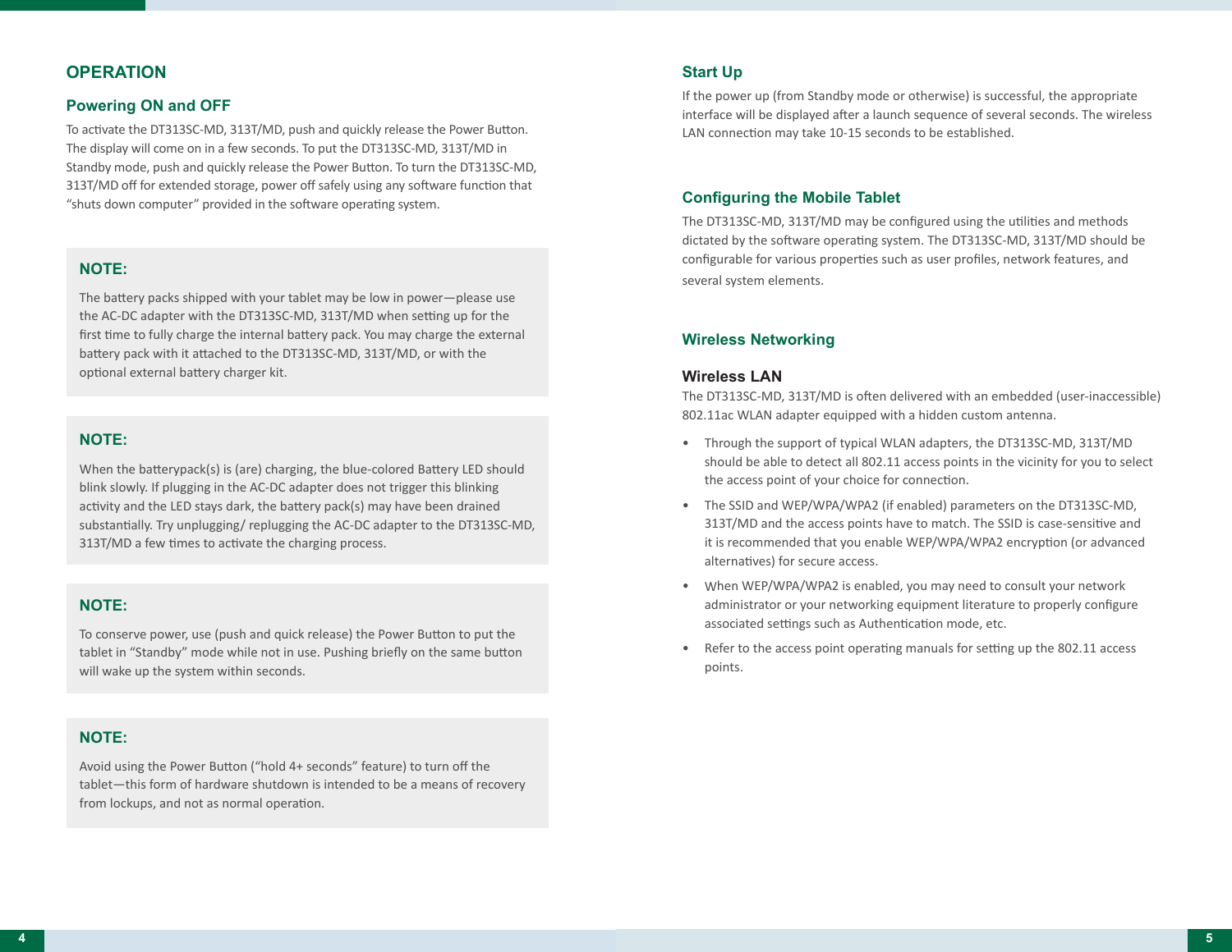# OPERATION

## Powering ON and OFF

To activate the DT313SC-MD, 313T/MD, push and quickly release the Power Button. The display will come on in a few seconds. To put the DT313SC-MD, 313T/MD in Standby mode, push and quickly release the Power Button. To turn the DT313SC-MD, 313T/MD off for extended storage, power off safely using any software function that "shuts down computer" provided in the software operating system.

**NOTE:**

The battery packs shipped with your tablet may be low in power—please use the AC-DC adapter with the DT313SC-MD, 313T/MD when setting up for the first time to fully charge the internal battery pack. You may charge the external battery pack with it attached to the DT313SC-MD, 313T/MD, or with the optional external battery charger kit.

**NOTE:**

When the batterypack(s) is (are) charging, the blue-colored Battery LED should blink slowly. If plugging in the AC-DC adapter does not trigger this blinking activity and the LED stays dark, the battery pack(s) may have been drained substantially. Try unplugging/ replugging the AC-DC adapter to the DT313SC-MD, 313T/MD a few times to activate the charging process.

**NOTE:**

To conserve power, use (push and quick release) the Power Button to put the tablet in "Standby" mode while not in use. Pushing briefly on the same button will wake up the system within seconds.

**NOTE:**

Avoid using the Power Button ("hold 4+ seconds" feature) to turn off the tablet—this form of hardware shutdown is intended to be a means of recovery from lockups, and not as normal operation.

## Start Up

If the power up (from Standby mode or otherwise) is successful, the appropriate interface will be displayed after a launch sequence of several seconds. The wireless LAN connection may take 10-15 seconds to be established.

## Configuring the Mobile Tablet

The DT313SC-MD, 313T/MD may be configured using the utilities and methods dictated by the software operating system. The DT313SC-MD, 313T/MD should be configurable for various properties such as user profiles, network features, and several system elements.

## Wireless Networking

### Wireless LAN

The DT313SC-MD, 313T/MD is often delivered with an embedded (user-inaccessible) 802.11ac WLAN adapter equipped with a hidden custom antenna.

- Through the support of typical WLAN adapters, the DT313SC-MD, 313T/MD should be able to detect all 802.11 access points in the vicinity for you to select the access point of your choice for connection.
- The SSID and WEP/WPA/WPA2 (if enabled) parameters on the DT313SC-MD, 313T/MD and the access points have to match. The SSID is case-sensitive and it is recommended that you enable WEP/WPA/WPA2 encryption (or advanced alternatives) for secure access.
- When WEP/WPA/WPA2 is enabled, you may need to consult your network administrator or your networking equipment literature to properly configure associated settings such as Authentication mode, etc.
- Refer to the access point operating manuals for setting up the 802.11 access points.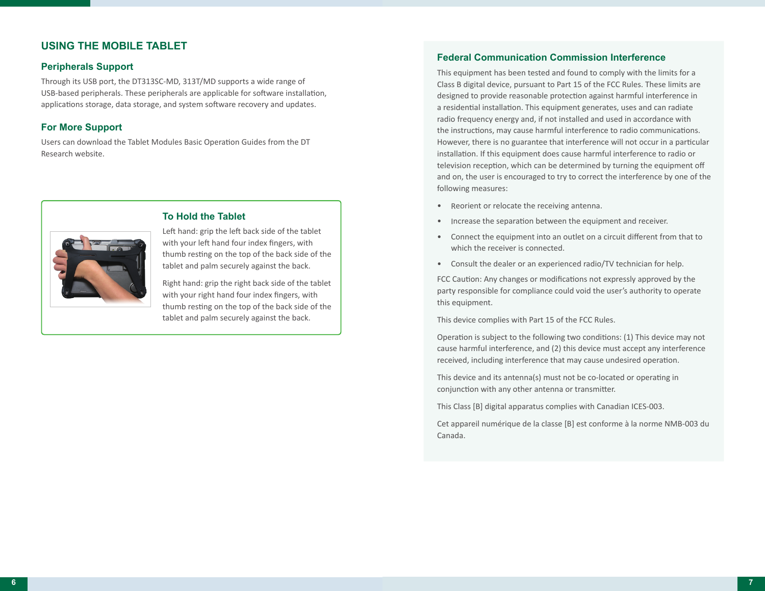# USING THE MOBILE TABLET

## Peripherals Support

Through its USB port, the DT313SC-MD, 313T/MD supports a wide range of USB-based peripherals. These peripherals are applicable for software installation, applications storage, data storage, and system software recovery and updates.

## For More Support

Users can download the Tablet Modules Basic Operation Guides from the DT Research website.

### To Hold the Tablet

Left hand: grip the left back side of the tablet with your left hand four index fingers, with thumb resting on the top of the back side of the tablet and palm securely against the back.

Right hand: grip the right back side of the tablet with your right hand four index fingers, with thumb resting on the top of the back side of the tablet and palm securely against the back.

## Federal Communication Commission Interference

This equipment has been tested and found to comply with the limits for a Class B digital device, pursuant to Part 15 of the FCC Rules. These limits are designed to provide reasonable protection against harmful interference in a residential installation. This equipment generates, uses and can radiate radio frequency energy and, if not installed and used in accordance with the instructions, may cause harmful interference to radio communications. However, there is no guarantee that interference will not occur in a particular installation. If this equipment does cause harmful interference to radio or television reception, which can be determined by turning the equipment off and on, the user is encouraged to try to correct the interference by one of the following measures:

- Reorient or relocate the receiving antenna.
- Increase the separation between the equipment and receiver.
- Connect the equipment into an outlet on a circuit different from that to which the receiver is connected.
- Consult the dealer or an experienced radio/TV technician for help.

FCC Caution: Any changes or modifications not expressly approved by the party responsible for compliance could void the user's authority to operate this equipment.

This device complies with Part 15 of the FCC Rules.

Operation is subject to the following two conditions: (1) This device may not cause harmful interference, and (2) this device must accept any interference received, including interference that may cause undesired operation.

This device and its antenna(s) must not be co-located or operating in conjunction with any other antenna or transmitter.

This Class [B] digital apparatus complies with Canadian ICES-003.

Cet appareil numérique de la classe [B] est conforme à la norme NMB-003 du Canada.